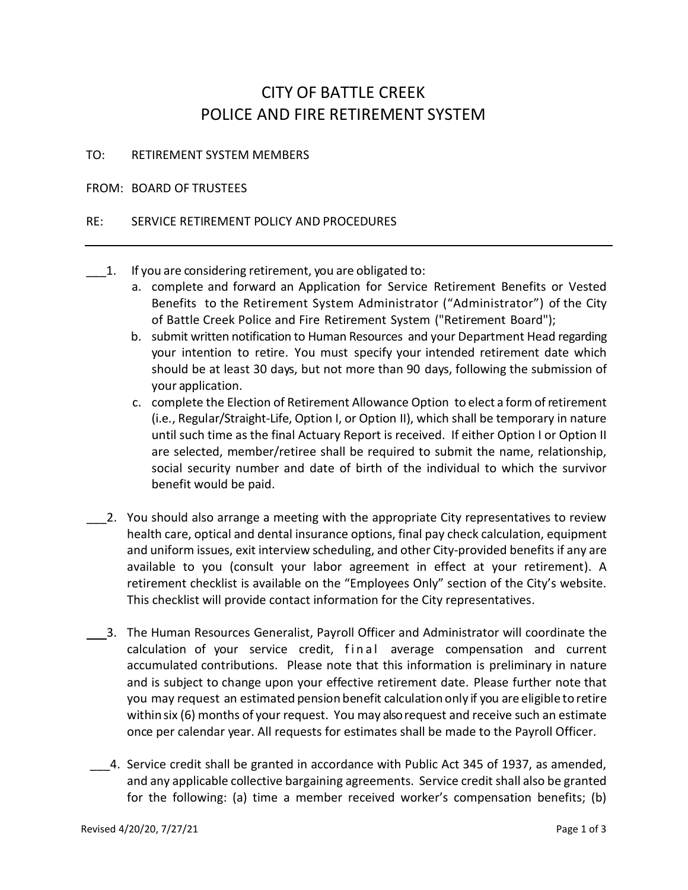# CITY OF BATTLE CREEK
# POLICE AND FIRE RETIREMENT SYSTEM

TO: RETIREMENT SYSTEM MEMBERS

FROM: BOARD OF TRUSTEES

RE: SERVICE RETIREMENT POLICY AND PROCEDURES

---

___1. If you are considering retirement, you are obligated to:

   a. complete and forward an Application for Service Retirement Benefits or Vested Benefits to the Retirement System Administrator ("Administrator") of the City of Battle Creek Police and Fire Retirement System ("Retirement Board");

   b. submit written notification to Human Resources and your Department Head regarding your intention to retire. You must specify your intended retirement date which should be at least 30 days, but not more than 90 days, following the submission of your application.

   c. complete the Election of Retirement Allowance Option to elect a form of retirement (i.e., Regular/Straight-Life, Option I, or Option II), which shall be temporary in nature until such time as the final Actuary Report is received. If either Option I or Option II are selected, member/retiree shall be required to submit the name, relationship, social security number and date of birth of the individual to which the survivor benefit would be paid.

___2. You should also arrange a meeting with the appropriate City representatives to review health care, optical and dental insurance options, final pay check calculation, equipment and uniform issues, exit interview scheduling, and other City-provided benefits if any are available to you (consult your labor agreement in effect at your retirement). A retirement checklist is available on the "Employees Only" section of the City's website. This checklist will provide contact information for the City representatives.

___3. The Human Resources Generalist, Payroll Officer and Administrator will coordinate the calculation of your service credit, final average compensation and current accumulated contributions. Please note that this information is preliminary in nature and is subject to change upon your effective retirement date. Please further note that you may request an estimated pension benefit calculation only if you are eligible to retire within six (6) months of your request. You may also request and receive such an estimate once per calendar year. All requests for estimates shall be made to the Payroll Officer.

___4. Service credit shall be granted in accordance with Public Act 345 of 1937, as amended, and any applicable collective bargaining agreements. Service credit shall also be granted for the following: (a) time a member received worker's compensation benefits; (b)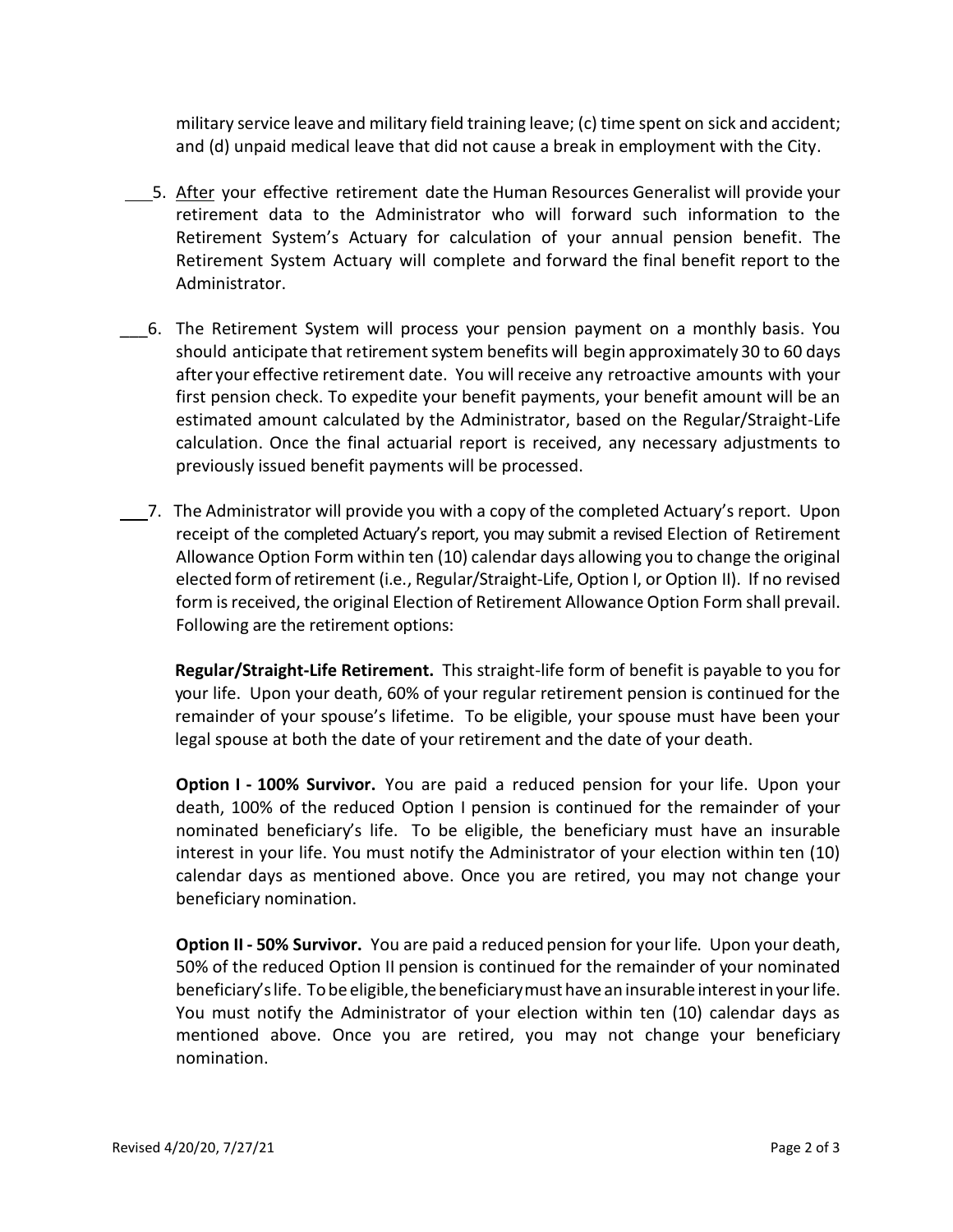military service leave and military field training leave; (c) time spent on sick and accident; and (d) unpaid medical leave that did not cause a break in employment with the City.

___5. After your effective retirement date the Human Resources Generalist will provide your retirement data to the Administrator who will forward such information to the Retirement System's Actuary for calculation of your annual pension benefit. The Retirement System Actuary will complete and forward the final benefit report to the Administrator.

___6. The Retirement System will process your pension payment on a monthly basis. You should anticipate that retirement system benefits will begin approximately 30 to 60 days after your effective retirement date. You will receive any retroactive amounts with your first pension check. To expedite your benefit payments, your benefit amount will be an estimated amount calculated by the Administrator, based on the Regular/Straight-Life calculation. Once the final actuarial report is received, any necessary adjustments to previously issued benefit payments will be processed.

___7. The Administrator will provide you with a copy of the completed Actuary's report. Upon receipt of the completed Actuary's report, you may submit a revised Election of Retirement Allowance Option Form within ten (10) calendar days allowing you to change the original elected form of retirement (i.e., Regular/Straight-Life, Option I, or Option II). If no revised form is received, the original Election of Retirement Allowance Option Form shall prevail. Following are the retirement options:

**Regular/Straight-Life Retirement.** This straight-life form of benefit is payable to you for your life. Upon your death, 60% of your regular retirement pension is continued for the remainder of your spouse's lifetime. To be eligible, your spouse must have been your legal spouse at both the date of your retirement and the date of your death.

**Option I - 100% Survivor.** You are paid a reduced pension for your life. Upon your death, 100% of the reduced Option I pension is continued for the remainder of your nominated beneficiary's life. To be eligible, the beneficiary must have an insurable interest in your life. You must notify the Administrator of your election within ten (10) calendar days as mentioned above. Once you are retired, you may not change your beneficiary nomination.

**Option II - 50% Survivor.** You are paid a reduced pension for your life. Upon your death, 50% of the reduced Option II pension is continued for the remainder of your nominated beneficiary's life. To be eligible, the beneficiary must have an insurable interest in your life. You must notify the Administrator of your election within ten (10) calendar days as mentioned above. Once you are retired, you may not change your beneficiary nomination.

Revised 4/20/20, 7/27/21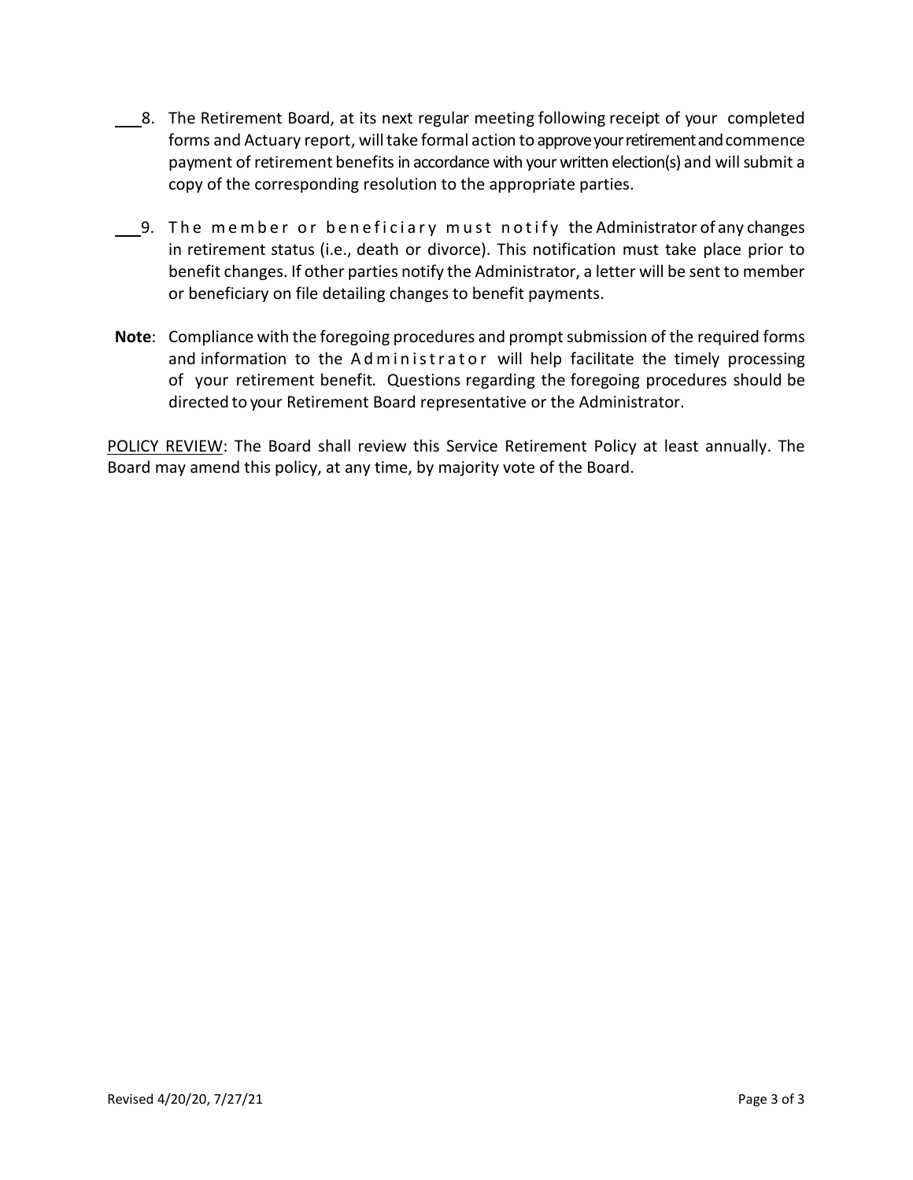___8. The Retirement Board, at its next regular meeting following receipt of your completed forms and Actuary report, will take formal action to approve your retirement and commence payment of retirement benefits in accordance with your written election(s) and will submit a copy of the corresponding resolution to the appropriate parties.

___9. The member or beneficiary must notify the Administrator of any changes in retirement status (i.e., death or divorce). This notification must take place prior to benefit changes. If other parties notify the Administrator, a letter will be sent to member or beneficiary on file detailing changes to benefit payments.

**Note**: Compliance with the foregoing procedures and prompt submission of the required forms and information to the Administrator will help facilitate the timely processing of your retirement benefit. Questions regarding the foregoing procedures should be directed to your Retirement Board representative or the Administrator.

<u>POLICY REVIEW</u>: The Board shall review this Service Retirement Policy at least annually. The Board may amend this policy, at any time, by majority vote of the Board.

Revised 4/20/20, 7/27/21